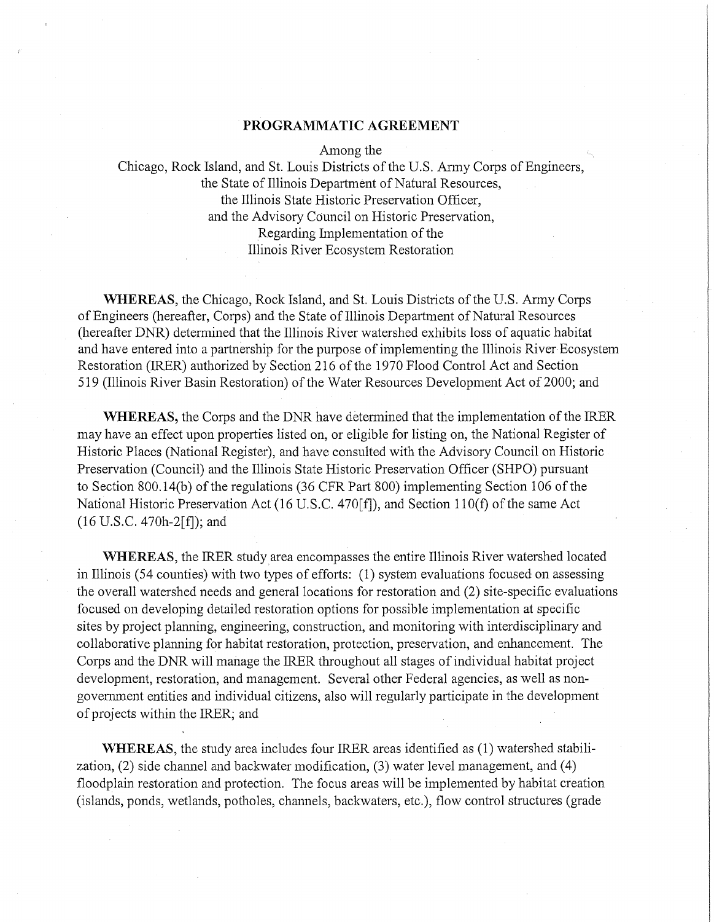# PROGRAMMATIC AGREEMENT

Among the
Chicago, Rock Island, and St. Louis Districts of the U.S. Army Corps of Engineers,
the State of Illinois Department of Natural Resources,
the Illinois State Historic Preservation Officer,
and the Advisory Council on Historic Preservation,
Regarding Implementation of the
Illinois River Ecosystem Restoration

**WHEREAS**, the Chicago, Rock Island, and St. Louis Districts of the U.S. Army Corps of Engineers (hereafter, Corps) and the State of Illinois Department of Natural Resources (hereafter DNR) determined that the Illinois River watershed exhibits loss of aquatic habitat and have entered into a partnership for the purpose of implementing the Illinois River Ecosystem Restoration (IRER) authorized by Section 216 of the 1970 Flood Control Act and Section 519 (Illinois River Basin Restoration) of the Water Resources Development Act of 2000; and

**WHEREAS,** the Corps and the DNR have determined that the implementation of the IRER may have an effect upon properties listed on, or eligible for listing on, the National Register of Historic Places (National Register), and have consulted with the Advisory Council on Historic Preservation (Council) and the Illinois State Historic Preservation Officer (SHPO) pursuant to Section 800.14(b) of the regulations (36 CFR Part 800) implementing Section 106 of the National Historic Preservation Act (16 U.S.C. 470[f]), and Section 110(f) of the same Act (16 U.S.C. 470h-2[f]); and

**WHEREAS**, the IRER study area encompasses the entire Illinois River watershed located in Illinois (54 counties) with two types of efforts: (1) system evaluations focused on assessing the overall watershed needs and general locations for restoration and (2) site-specific evaluations focused on developing detailed restoration options for possible implementation at specific sites by project planning, engineering, construction, and monitoring with interdisciplinary and collaborative planning for habitat restoration, protection, preservation, and enhancement. The Corps and the DNR will manage the IRER throughout all stages of individual habitat project development, restoration, and management. Several other Federal agencies, as well as non-government entities and individual citizens, also will regularly participate in the development of projects within the IRER; and

**WHEREAS**, the study area includes four IRER areas identified as (1) watershed stabilization, (2) side channel and backwater modification, (3) water level management, and (4) floodplain restoration and protection. The focus areas will be implemented by habitat creation (islands, ponds, wetlands, potholes, channels, backwaters, etc.), flow control structures (grade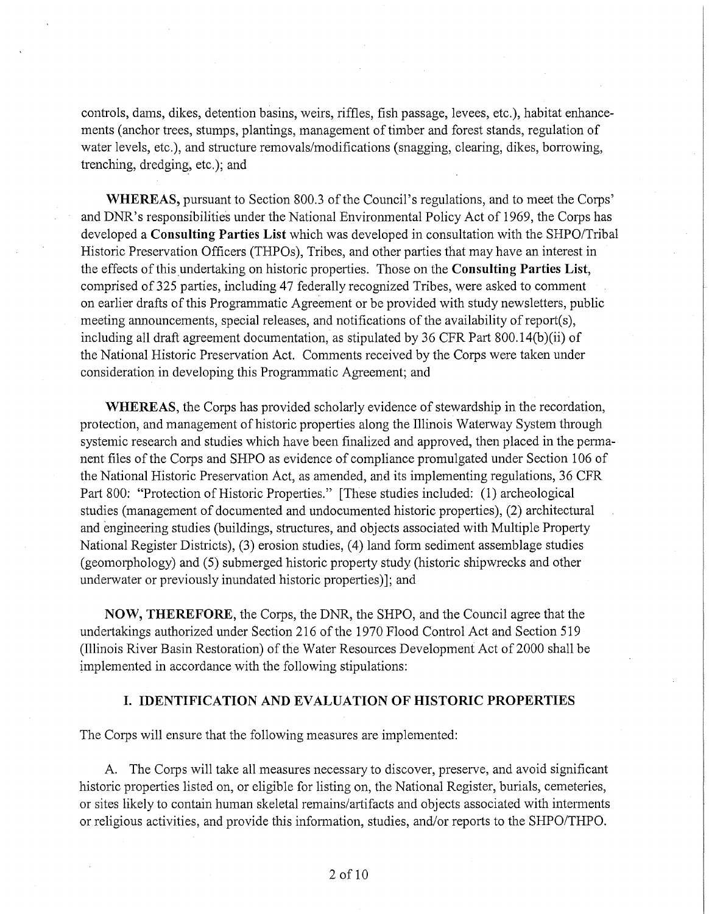controls, dams, dikes, detention basins, weirs, riffles, fish passage, levees, etc.), habitat enhancements (anchor trees, stumps, plantings, management of timber and forest stands, regulation of water levels, etc.), and structure removals/modifications (snagging, clearing, dikes, borrowing, trenching, dredging, etc.); and

**WHEREAS,** pursuant to Section 800.3 of the Council's regulations, and to meet the Corps' and DNR's responsibilities under the National Environmental Policy Act of 1969, the Corps has developed a **Consulting Parties List** which was developed in consultation with the SHPO/Tribal Historic Preservation Officers (THPOs), Tribes, and other parties that may have an interest in the effects of this undertaking on historic properties. Those on the **Consulting Parties List**, comprised of 325 parties, including 47 federally recognized Tribes, were asked to comment on earlier drafts of this Programmatic Agreement or be provided with study newsletters, public meeting announcements, special releases, and notifications of the availability of report(s), including all draft agreement documentation, as stipulated by 36 CFR Part 800.14(b)(ii) of the National Historic Preservation Act. Comments received by the Corps were taken under consideration in developing this Programmatic Agreement; and

**WHEREAS,** the Corps has provided scholarly evidence of stewardship in the recordation, protection, and management of historic properties along the Illinois Waterway System through systemic research and studies which have been finalized and approved, then placed in the permanent files of the Corps and SHPO as evidence of compliance promulgated under Section 106 of the National Historic Preservation Act, as amended, and its implementing regulations, 36 CFR Part 800: "Protection of Historic Properties." [These studies included: (1) archeological studies (management of documented and undocumented historic properties), (2) architectural and engineering studies (buildings, structures, and objects associated with Multiple Property National Register Districts), (3) erosion studies, (4) land form sediment assemblage studies (geomorphology) and (5) submerged historic property study (historic shipwrecks and other underwater or previously inundated historic properties)]; and

**NOW, THEREFORE,** the Corps, the DNR, the SHPO, and the Council agree that the undertakings authorized under Section 216 of the 1970 Flood Control Act and Section 519 (Illinois River Basin Restoration) of the Water Resources Development Act of 2000 shall be implemented in accordance with the following stipulations:

## I. IDENTIFICATION AND EVALUATION OF HISTORIC PROPERTIES

The Corps will ensure that the following measures are implemented:

A. The Corps will take all measures necessary to discover, preserve, and avoid significant historic properties listed on, or eligible for listing on, the National Register, burials, cemeteries, or sites likely to contain human skeletal remains/artifacts and objects associated with interments or religious activities, and provide this information, studies, and/or reports to the SHPO/THPO.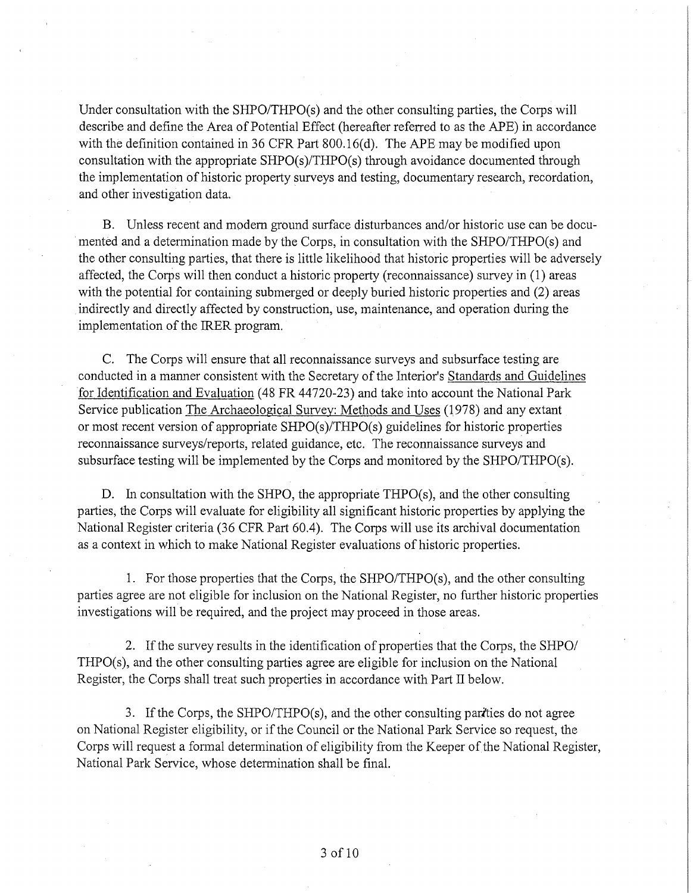Under consultation with the SHPO/THPO(s) and the other consulting parties, the Corps will describe and define the Area of Potential Effect (hereafter referred to as the APE) in accordance with the definition contained in 36 CFR Part 800.16(d). The APE may be modified upon consultation with the appropriate SHPO(s)/THPO(s) through avoidance documented through the implementation of historic property surveys and testing, documentary research, recordation, and other investigation data.

B. Unless recent and modern ground surface disturbances and/or historic use can be documented and a determination made by the Corps, in consultation with the SHPO/THPO(s) and the other consulting parties, that there is little likelihood that historic properties will be adversely affected, the Corps will then conduct a historic property (reconnaissance) survey in (1) areas with the potential for containing submerged or deeply buried historic properties and (2) areas indirectly and directly affected by construction, use, maintenance, and operation during the implementation of the IRER program.

C. The Corps will ensure that all reconnaissance surveys and subsurface testing are conducted in a manner consistent with the Secretary of the Interior's Standards and Guidelines for Identification and Evaluation (48 FR 44720-23) and take into account the National Park Service publication The Archaeological Survey: Methods and Uses (1978) and any extant or most recent version of appropriate SHPO(s)/THPO(s) guidelines for historic properties reconnaissance surveys/reports, related guidance, etc. The reconnaissance surveys and subsurface testing will be implemented by the Corps and monitored by the SHPO/THPO(s).

D. In consultation with the SHPO, the appropriate THPO(s), and the other consulting parties, the Corps will evaluate for eligibility all significant historic properties by applying the National Register criteria (36 CFR Part 60.4). The Corps will use its archival documentation as a context in which to make National Register evaluations of historic properties.

1. For those properties that the Corps, the SHPO/THPO(s), and the other consulting parties agree are not eligible for inclusion on the National Register, no further historic properties investigations will be required, and the project may proceed in those areas.

2. If the survey results in the identification of properties that the Corps, the SHPO/THPO(s), and the other consulting parties agree are eligible for inclusion on the National Register, the Corps shall treat such properties in accordance with Part II below.

3. If the Corps, the SHPO/THPO(s), and the other consulting parties do not agree on National Register eligibility, or if the Council or the National Park Service so request, the Corps will request a formal determination of eligibility from the Keeper of the National Register, National Park Service, whose determination shall be final.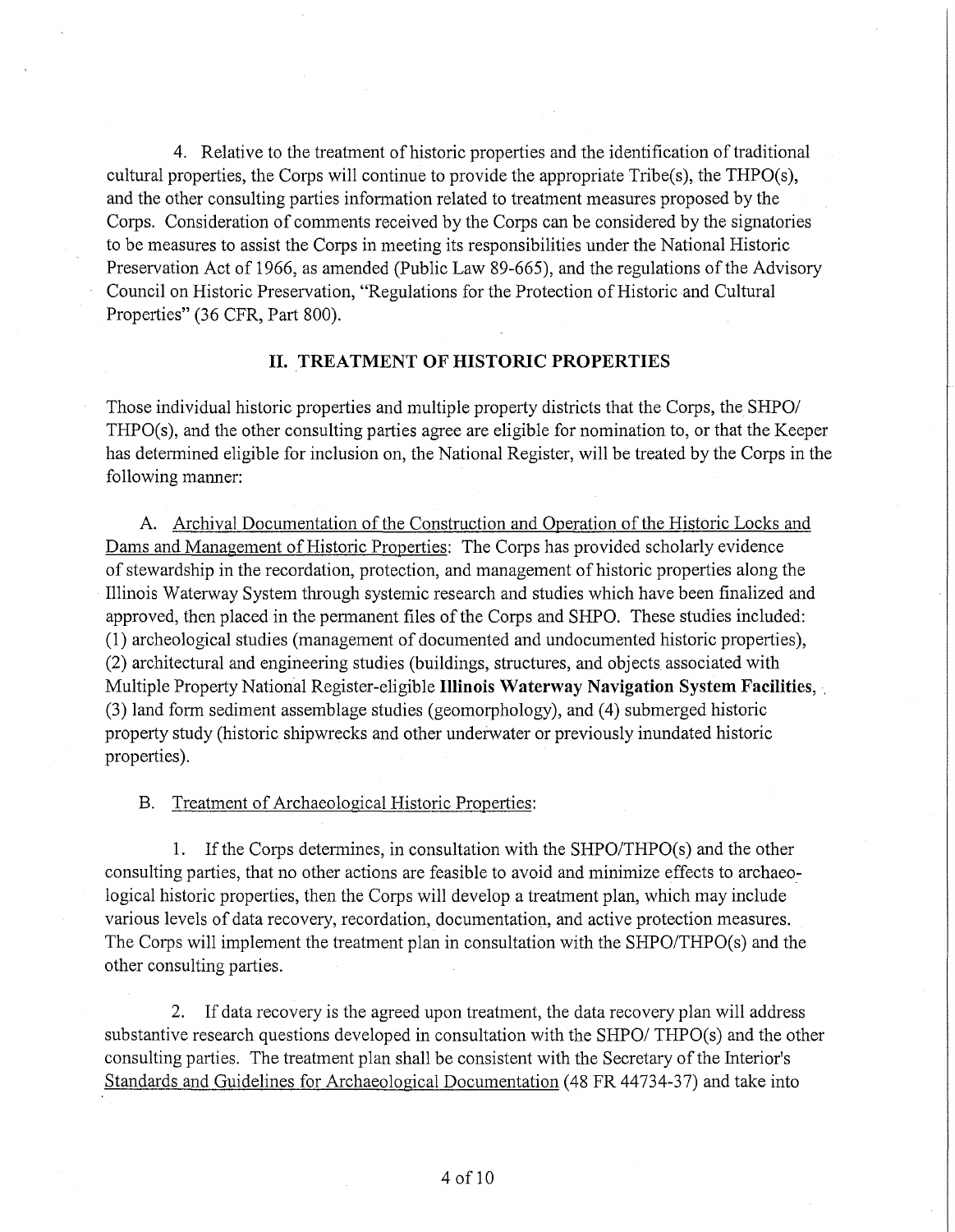4. Relative to the treatment of historic properties and the identification of traditional cultural properties, the Corps will continue to provide the appropriate Tribe(s), the THPO(s), and the other consulting parties information related to treatment measures proposed by the Corps. Consideration of comments received by the Corps can be considered by the signatories to be measures to assist the Corps in meeting its responsibilities under the National Historic Preservation Act of 1966, as amended (Public Law 89-665), and the regulations of the Advisory Council on Historic Preservation, "Regulations for the Protection of Historic and Cultural Properties" (36 CFR, Part 800).

## II. TREATMENT OF HISTORIC PROPERTIES

Those individual historic properties and multiple property districts that the Corps, the SHPO/ THPO(s), and the other consulting parties agree are eligible for nomination to, or that the Keeper has determined eligible for inclusion on, the National Register, will be treated by the Corps in the following manner:

A. <u>Archival Documentation of the Construction and Operation of the Historic Locks and Dams and Management of Historic Properties</u>: The Corps has provided scholarly evidence of stewardship in the recordation, protection, and management of historic properties along the Illinois Waterway System through systemic research and studies which have been finalized and approved, then placed in the permanent files of the Corps and SHPO. These studies included: (1) archeological studies (management of documented and undocumented historic properties), (2) architectural and engineering studies (buildings, structures, and objects associated with Multiple Property National Register-eligible **Illinois Waterway Navigation System Facilities**, (3) land form sediment assemblage studies (geomorphology), and (4) submerged historic property study (historic shipwrecks and other underwater or previously inundated historic properties).

B. <u>Treatment of Archaeological Historic Properties</u>:

1. If the Corps determines, in consultation with the SHPO/THPO(s) and the other consulting parties, that no other actions are feasible to avoid and minimize effects to archaeological historic properties, then the Corps will develop a treatment plan, which may include various levels of data recovery, recordation, documentation, and active protection measures. The Corps will implement the treatment plan in consultation with the SHPO/THPO(s) and the other consulting parties.

2. If data recovery is the agreed upon treatment, the data recovery plan will address substantive research questions developed in consultation with the SHPO/ THPO(s) and the other consulting parties. The treatment plan shall be consistent with the Secretary of the Interior's <u>Standards and Guidelines for Archaeological Documentation</u> (48 FR 44734-37) and take into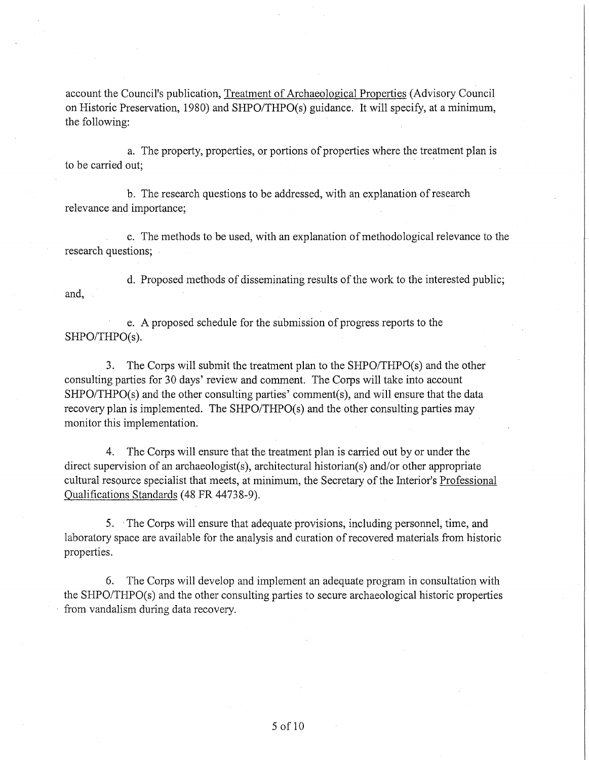account the Council's publication, Treatment of Archaeological Properties (Advisory Council on Historic Preservation, 1980) and SHPO/THPO(s) guidance. It will specify, at a minimum, the following:

a. The property, properties, or portions of properties where the treatment plan is to be carried out;

b. The research questions to be addressed, with an explanation of research relevance and importance;

c. The methods to be used, with an explanation of methodological relevance to the research questions;

d. Proposed methods of disseminating results of the work to the interested public; and,

e. A proposed schedule for the submission of progress reports to the SHPO/THPO(s).

3. The Corps will submit the treatment plan to the SHPO/THPO(s) and the other consulting parties for 30 days' review and comment. The Corps will take into account SHPO/THPO(s) and the other consulting parties' comment(s), and will ensure that the data recovery plan is implemented. The SHPO/THPO(s) and the other consulting parties may monitor this implementation.

4. The Corps will ensure that the treatment plan is carried out by or under the direct supervision of an archaeologist(s), architectural historian(s) and/or other appropriate cultural resource specialist that meets, at minimum, the Secretary of the Interior's Professional Qualifications Standards (48 FR 44738-9).

5. The Corps will ensure that adequate provisions, including personnel, time, and laboratory space are available for the analysis and curation of recovered materials from historic properties.

6. The Corps will develop and implement an adequate program in consultation with the SHPO/THPO(s) and the other consulting parties to secure archaeological historic properties from vandalism during data recovery.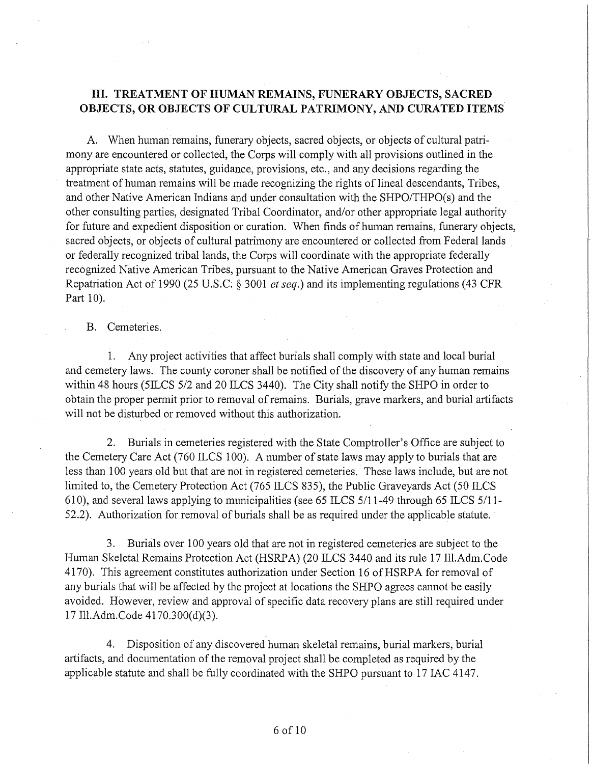## III. TREATMENT OF HUMAN REMAINS, FUNERARY OBJECTS, SACRED OBJECTS, OR OBJECTS OF CULTURAL PATRIMONY, AND CURATED ITEMS

A. When human remains, funerary objects, sacred objects, or objects of cultural patrimony are encountered or collected, the Corps will comply with all provisions outlined in the appropriate state acts, statutes, guidance, provisions, etc., and any decisions regarding the treatment of human remains will be made recognizing the rights of lineal descendants, Tribes, and other Native American Indians and under consultation with the SHPO/THPO(s) and the other consulting parties, designated Tribal Coordinator, and/or other appropriate legal authority for future and expedient disposition or curation. When finds of human remains, funerary objects, sacred objects, or objects of cultural patrimony are encountered or collected from Federal lands or federally recognized tribal lands, the Corps will coordinate with the appropriate federally recognized Native American Tribes, pursuant to the Native American Graves Protection and Repatriation Act of 1990 (25 U.S.C. § 3001 *et seq.*) and its implementing regulations (43 CFR Part 10).

B. Cemeteries.

1. Any project activities that affect burials shall comply with state and local burial and cemetery laws. The county coroner shall be notified of the discovery of any human remains within 48 hours (5ILCS 5/2 and 20 ILCS 3440). The City shall notify the SHPO in order to obtain the proper permit prior to removal of remains. Burials, grave markers, and burial artifacts will not be disturbed or removed without this authorization.

2. Burials in cemeteries registered with the State Comptroller's Office are subject to the Cemetery Care Act (760 ILCS 100). A number of state laws may apply to burials that are less than 100 years old but that are not in registered cemeteries. These laws include, but are not limited to, the Cemetery Protection Act (765 ILCS 835), the Public Graveyards Act (50 ILCS 610), and several laws applying to municipalities (see 65 ILCS 5/11-49 through 65 ILCS 5/11-52.2). Authorization for removal of burials shall be as required under the applicable statute.

3. Burials over 100 years old that are not in registered cemeteries are subject to the Human Skeletal Remains Protection Act (HSRPA) (20 ILCS 3440 and its rule 17 Ill.Adm.Code 4170). This agreement constitutes authorization under Section 16 of HSRPA for removal of any burials that will be affected by the project at locations the SHPO agrees cannot be easily avoided. However, review and approval of specific data recovery plans are still required under 17 Ill.Adm.Code 4170.300(d)(3).

4. Disposition of any discovered human skeletal remains, burial markers, burial artifacts, and documentation of the removal project shall be completed as required by the applicable statute and shall be fully coordinated with the SHPO pursuant to 17 IAC 4147.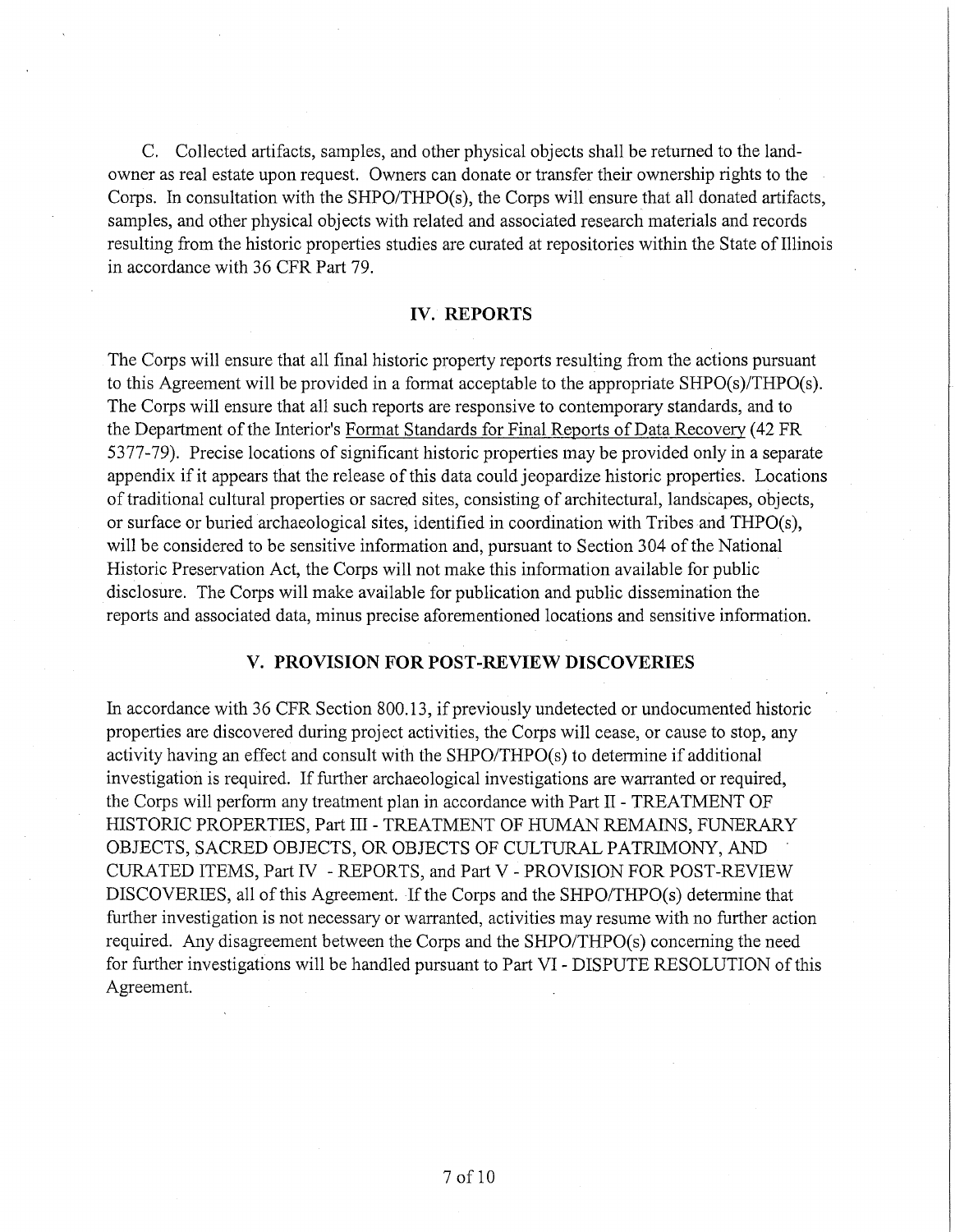C. Collected artifacts, samples, and other physical objects shall be returned to the land-owner as real estate upon request. Owners can donate or transfer their ownership rights to the Corps. In consultation with the SHPO/THPO(s), the Corps will ensure that all donated artifacts, samples, and other physical objects with related and associated research materials and records resulting from the historic properties studies are curated at repositories within the State of Illinois in accordance with 36 CFR Part 79.

## IV. REPORTS

The Corps will ensure that all final historic property reports resulting from the actions pursuant to this Agreement will be provided in a format acceptable to the appropriate SHPO(s)/THPO(s). The Corps will ensure that all such reports are responsive to contemporary standards, and to the Department of the Interior's Format Standards for Final Reports of Data Recovery (42 FR 5377-79). Precise locations of significant historic properties may be provided only in a separate appendix if it appears that the release of this data could jeopardize historic properties. Locations of traditional cultural properties or sacred sites, consisting of architectural, landscapes, objects, or surface or buried archaeological sites, identified in coordination with Tribes and THPO(s), will be considered to be sensitive information and, pursuant to Section 304 of the National Historic Preservation Act, the Corps will not make this information available for public disclosure. The Corps will make available for publication and public dissemination the reports and associated data, minus precise aforementioned locations and sensitive information.

## V. PROVISION FOR POST-REVIEW DISCOVERIES

In accordance with 36 CFR Section 800.13, if previously undetected or undocumented historic properties are discovered during project activities, the Corps will cease, or cause to stop, any activity having an effect and consult with the SHPO/THPO(s) to determine if additional investigation is required. If further archaeological investigations are warranted or required, the Corps will perform any treatment plan in accordance with Part II - TREATMENT OF HISTORIC PROPERTIES, Part III - TREATMENT OF HUMAN REMAINS, FUNERARY OBJECTS, SACRED OBJECTS, OR OBJECTS OF CULTURAL PATRIMONY, AND CURATED ITEMS, Part IV - REPORTS, and Part V - PROVISION FOR POST-REVIEW DISCOVERIES, all of this Agreement. If the Corps and the SHPO/THPO(s) determine that further investigation is not necessary or warranted, activities may resume with no further action required. Any disagreement between the Corps and the SHPO/THPO(s) concerning the need for further investigations will be handled pursuant to Part VI - DISPUTE RESOLUTION of this Agreement.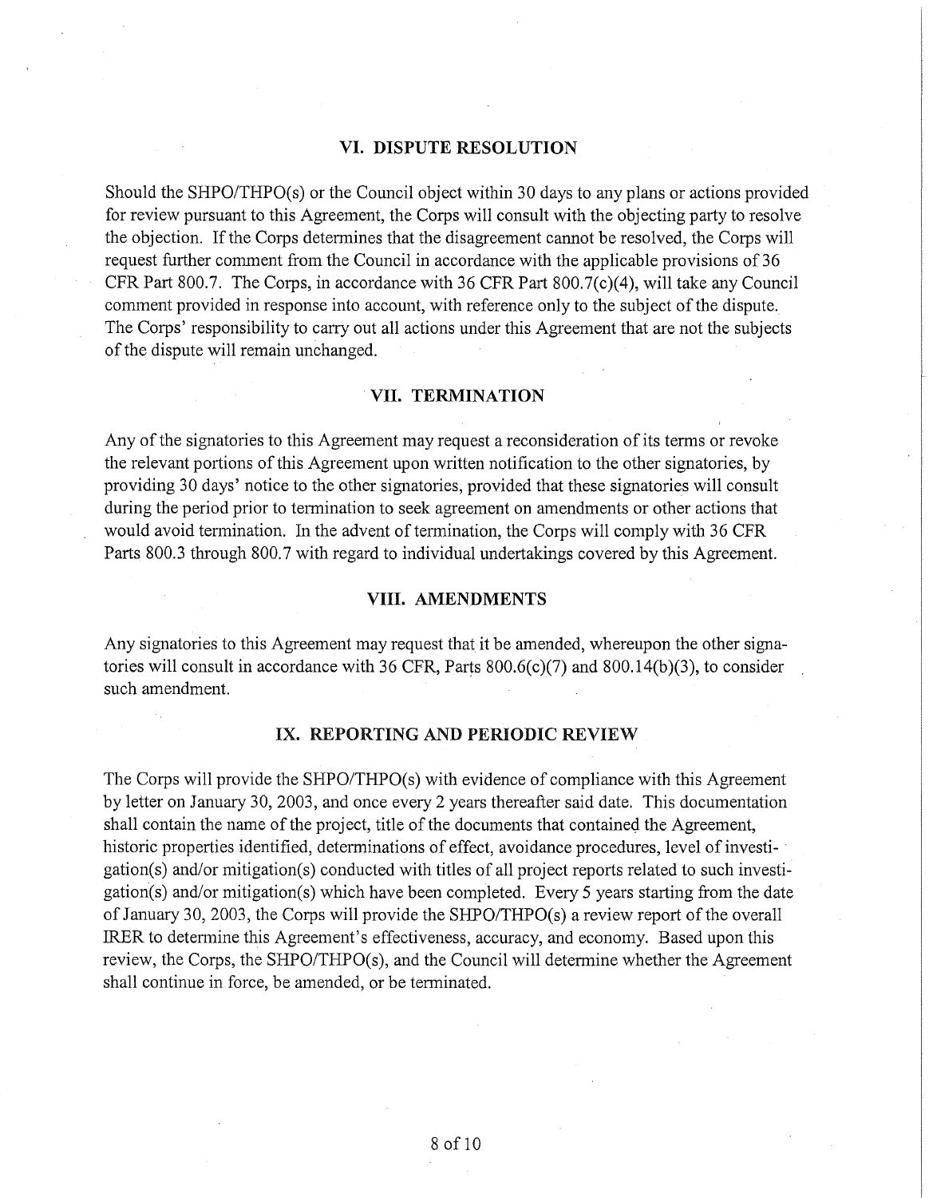## VI. DISPUTE RESOLUTION

Should the SHPO/THPO(s) or the Council object within 30 days to any plans or actions provided for review pursuant to this Agreement, the Corps will consult with the objecting party to resolve the objection. If the Corps determines that the disagreement cannot be resolved, the Corps will request further comment from the Council in accordance with the applicable provisions of 36 CFR Part 800.7. The Corps, in accordance with 36 CFR Part 800.7(c)(4), will take any Council comment provided in response into account, with reference only to the subject of the dispute. The Corps' responsibility to carry out all actions under this Agreement that are not the subjects of the dispute will remain unchanged.

## VII. TERMINATION

Any of the signatories to this Agreement may request a reconsideration of its terms or revoke the relevant portions of this Agreement upon written notification to the other signatories, by providing 30 days' notice to the other signatories, provided that these signatories will consult during the period prior to termination to seek agreement on amendments or other actions that would avoid termination. In the advent of termination, the Corps will comply with 36 CFR Parts 800.3 through 800.7 with regard to individual undertakings covered by this Agreement.

## VIII. AMENDMENTS

Any signatories to this Agreement may request that it be amended, whereupon the other signatories will consult in accordance with 36 CFR, Parts 800.6(c)(7) and 800.14(b)(3), to consider such amendment.

## IX. REPORTING AND PERIODIC REVIEW

The Corps will provide the SHPO/THPO(s) with evidence of compliance with this Agreement by letter on January 30, 2003, and once every 2 years thereafter said date. This documentation shall contain the name of the project, title of the documents that contained the Agreement, historic properties identified, determinations of effect, avoidance procedures, level of investigation(s) and/or mitigation(s) conducted with titles of all project reports related to such investigation(s) and/or mitigation(s) which have been completed. Every 5 years starting from the date of January 30, 2003, the Corps will provide the SHPO/THPO(s) a review report of the overall IRER to determine this Agreement's effectiveness, accuracy, and economy. Based upon this review, the Corps, the SHPO/THPO(s), and the Council will determine whether the Agreement shall continue in force, be amended, or be terminated.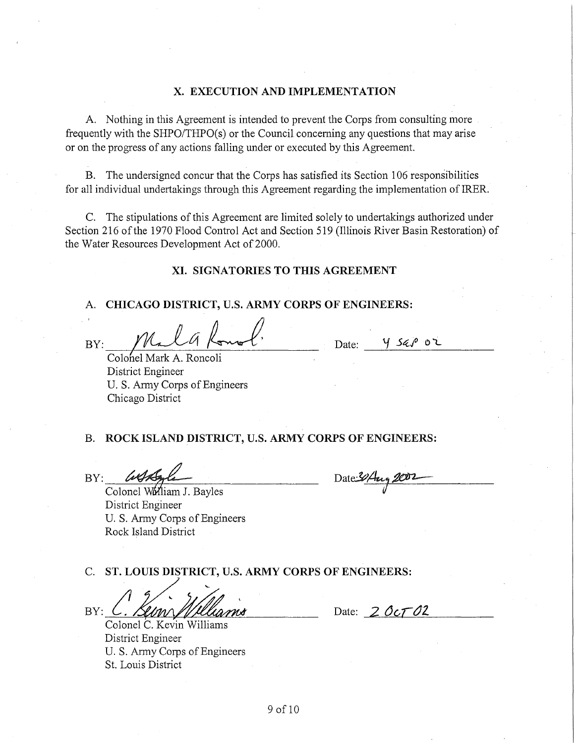## X. EXECUTION AND IMPLEMENTATION

A. Nothing in this Agreement is intended to prevent the Corps from consulting more frequently with the SHPO/THPO(s) or the Council concerning any questions that may arise or on the progress of any actions falling under or executed by this Agreement.

B. The undersigned concur that the Corps has satisfied its Section 106 responsibilities for all individual undertakings through this Agreement regarding the implementation of IRER.

C. The stipulations of this Agreement are limited solely to undertakings authorized under Section 216 of the 1970 Flood Control Act and Section 519 (Illinois River Basin Restoration) of the Water Resources Development Act of 2000.

## XI. SIGNATORIES TO THIS AGREEMENT

A. **CHICAGO DISTRICT, U.S. ARMY CORPS OF ENGINEERS:**

BY: *Mark A. Roncoli* Date: 4 Sep 02

Colonel Mark A. Roncoli
District Engineer
U. S. Army Corps of Engineers
Chicago District

B. **ROCK ISLAND DISTRICT, U.S. ARMY CORPS OF ENGINEERS:**

BY: *WJBayles* Date: 30 Aug 2002

Colonel William J. Bayles
District Engineer
U. S. Army Corps of Engineers
Rock Island District

C. **ST. LOUIS DISTRICT, U.S. ARMY CORPS OF ENGINEERS:**

BY: *C. Kevin Williams* Date: 2 Oct 02

Colonel C. Kevin Williams
District Engineer
U. S. Army Corps of Engineers
St. Louis District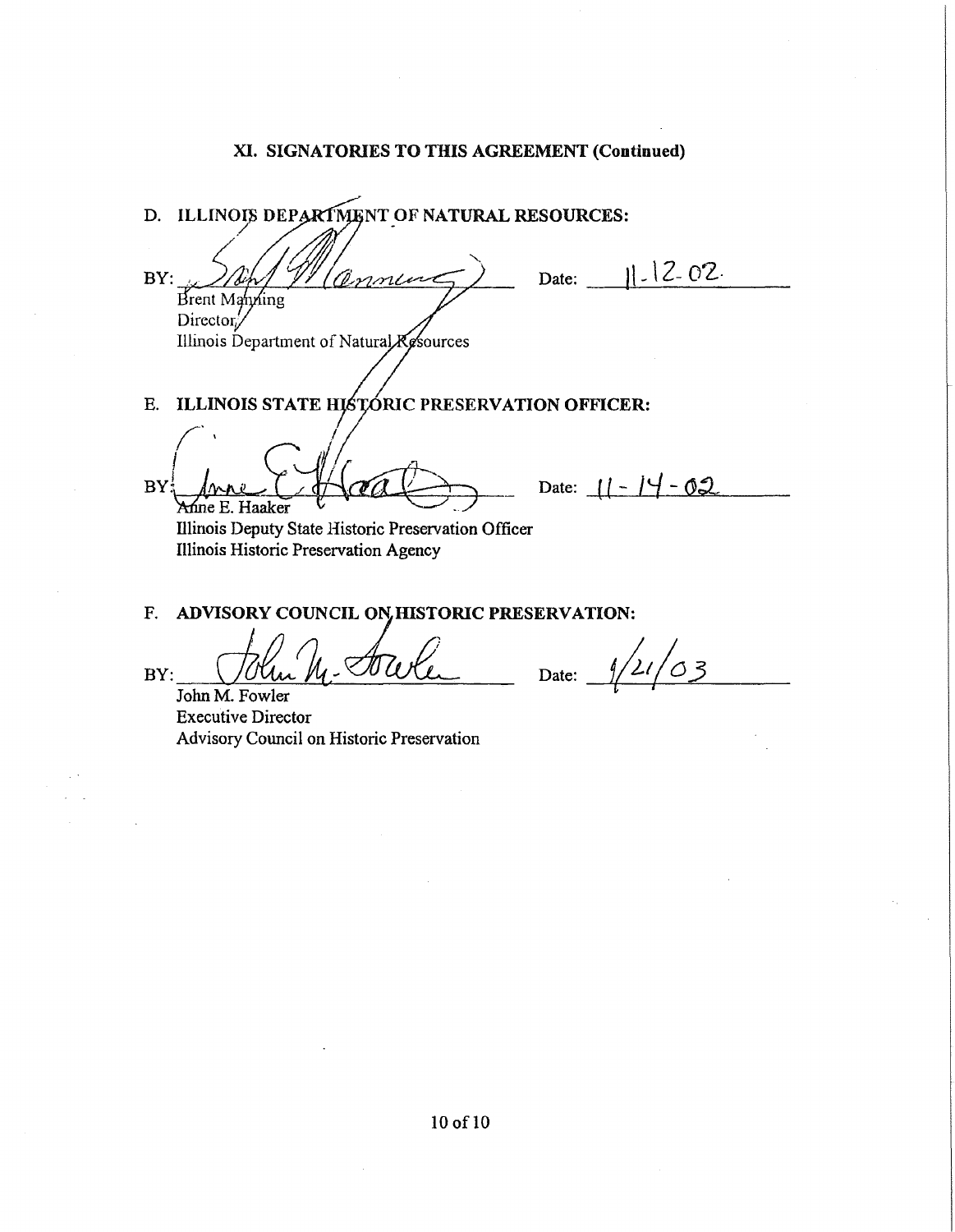## XI. SIGNATORIES TO THIS AGREEMENT (Continued)

**D. ILLINOIS DEPARTMENT OF NATURAL RESOURCES:**

BY: \_\_\_\_\_\_\_\_\_\_\_\_\_\_\_\_\_\_\_\_\_\_\_\_ Date: 11-12-02

Brent Manning
Director
Illinois Department of Natural Resources

**E. ILLINOIS STATE HISTORIC PRESERVATION OFFICER:**

BY: \_\_\_\_\_\_\_\_\_\_\_\_\_\_\_\_\_\_\_\_\_\_\_\_ Date: 11-14-02

Anne E. Haaker
Illinois Deputy State Historic Preservation Officer
Illinois Historic Preservation Agency

**F. ADVISORY COUNCIL ON HISTORIC PRESERVATION:**

BY: \_\_\_\_\_\_\_\_\_\_\_\_\_\_\_\_\_\_\_\_\_\_\_\_ Date: 1/21/03

John M. Fowler
Executive Director
Advisory Council on Historic Preservation